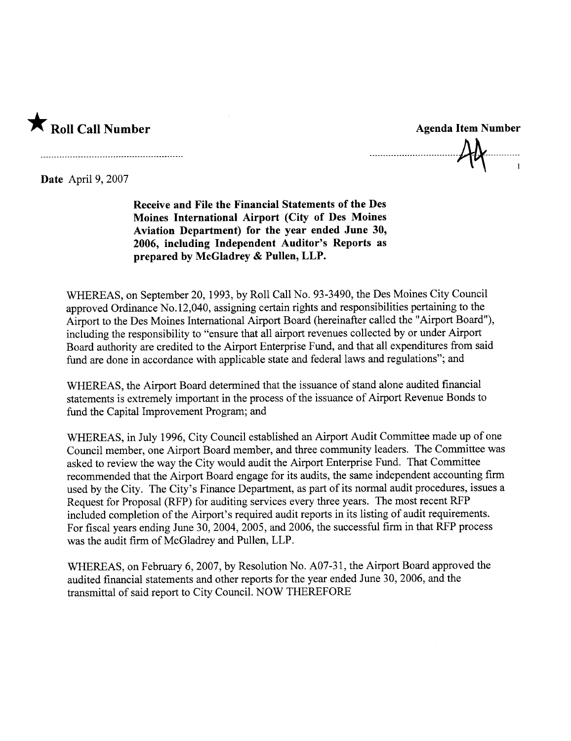★ **Roll Call Number**

**Agenda Item Number**

44

**Date** April 9, 2007

**Receive and File the Financial Statements of the Des Moines International Airport (City of Des Moines Aviation Department) for the year ended June 30, 2006, including Independent Auditor's Reports as prepared by McGladrey & Pullen, LLP.**

WHEREAS, on September 20, 1993, by Roll Call No. 93-3490, the Des Moines City Council approved Ordinance No.12,040, assigning certain rights and responsibilities pertaining to the Airport to the Des Moines International Airport Board (hereinafter called the "Airport Board"), including the responsibility to "ensure that all airport revenues collected by or under Airport Board authority are credited to the Airport Enterprise Fund, and that all expenditures from said fund are done in accordance with applicable state and federal laws and regulations"; and

WHEREAS, the Airport Board determined that the issuance of stand alone audited financial statements is extremely important in the process of the issuance of Airport Revenue Bonds to fund the Capital Improvement Program; and

WHEREAS, in July 1996, City Council established an Airport Audit Committee made up of one Council member, one Airport Board member, and three community leaders. The Committee was asked to review the way the City would audit the Airport Enterprise Fund. That Committee recommended that the Airport Board engage for its audits, the same independent accounting firm used by the City. The City's Finance Department, as part of its normal audit procedures, issues a Request for Proposal (RFP) for auditing services every three years. The most recent RFP included completion of the Airport's required audit reports in its listing of audit requirements. For fiscal years ending June 30, 2004, 2005, and 2006, the successful firm in that RFP process was the audit firm of McGladrey and Pullen, LLP.

WHEREAS, on February 6, 2007, by Resolution No. A07-31, the Airport Board approved the audited financial statements and other reports for the year ended June 30, 2006, and the transmittal of said report to City Council. NOW THEREFORE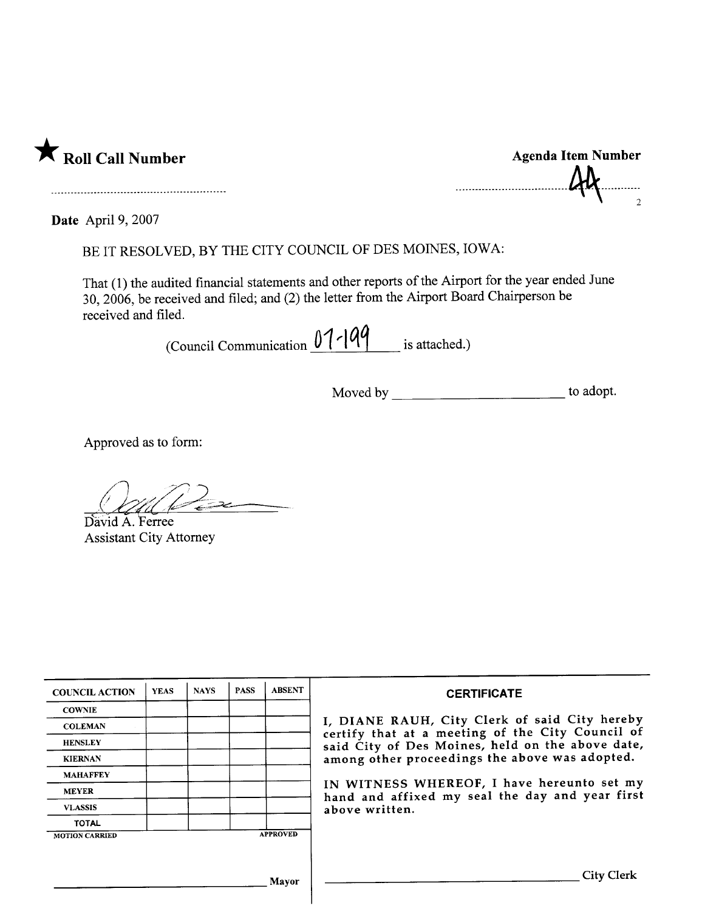★ **Roll Call Number**

..........................................................

**Agenda Item Number**

..............................44..........

**Date** April 9, 2007

BE IT RESOLVED, BY THE CITY COUNCIL OF DES MOINES, IOWA:

That (1) the audited financial statements and other reports of the Airport for the year ended June 30, 2006, be received and filed; and (2) the letter from the Airport Board Chairperson be received and filed.

(Council Communication 07-199 is attached.)

Moved by ________________________ to adopt.

Approved as to form:

David A. Ferree
Assistant City Attorney

| COUNCIL ACTION | YEAS | NAYS | PASS | ABSENT |
|---|---|---|---|---|
| COWNIE | | | | |
| COLEMAN | | | | |
| HENSLEY | | | | |
| KIERNAN | | | | |
| MAHAFFEY | | | | |
| MEYER | | | | |
| VLASSIS | | | | |
| TOTAL | | | | |
| MOTION CARRIED | | | | APPROVED |

______________________________ Mayor

**CERTIFICATE**

I, DIANE RAUH, City Clerk of said City hereby certify that at a meeting of the City Council of said City of Des Moines, held on the above date, among other proceedings the above was adopted.

IN WITNESS WHEREOF, I have hereunto set my hand and affixed my seal the day and year first above written.

______________________________ City Clerk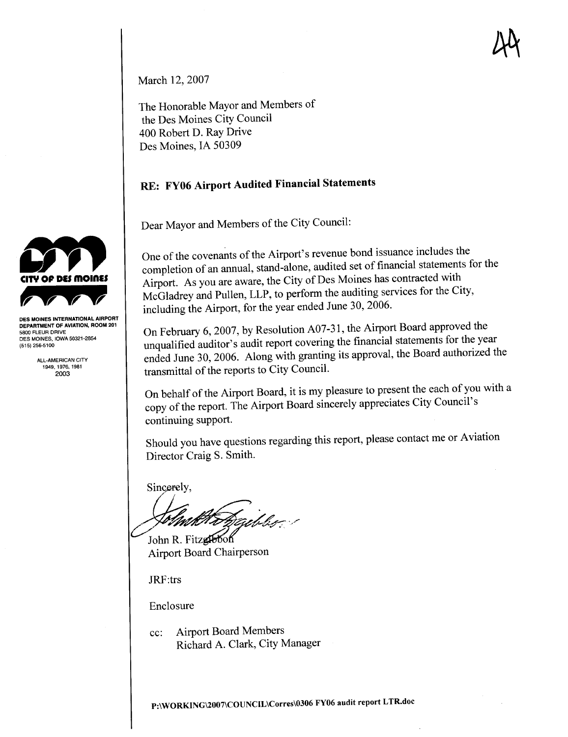44

**CITY OF DES MOINES**

DES MOINES INTERNATIONAL AIRPORT
DEPARTMENT OF AVIATION, ROOM 201
5800 FLEUR DRIVE
DES MOINES, IOWA 50321-2854
(515) 256-5100

ALL-AMERICAN CITY
1949, 1976, 1981
2003

March 12, 2007

The Honorable Mayor and Members of
the Des Moines City Council
400 Robert D. Ray Drive
Des Moines, IA 50309

## RE: FY06 Airport Audited Financial Statements

Dear Mayor and Members of the City Council:

One of the covenants of the Airport's revenue bond issuance includes the completion of an annual, stand-alone, audited set of financial statements for the Airport. As you are aware, the City of Des Moines has contracted with McGladrey and Pullen, LLP, to perform the auditing services for the City, including the Airport, for the year ended June 30, 2006.

On February 6, 2007, by Resolution A07-31, the Airport Board approved the unqualified auditor's audit report covering the financial statements for the year ended June 30, 2006. Along with granting its approval, the Board authorized the transmittal of the reports to City Council.

On behalf of the Airport Board, it is my pleasure to present the each of you with a copy of the report. The Airport Board sincerely appreciates City Council's continuing support.

Should you have questions regarding this report, please contact me or Aviation Director Craig S. Smith.

Sincerely,

John R. Fitzgibbon
Airport Board Chairperson

JRF:trs

Enclosure

cc: Airport Board Members
Richard A. Clark, City Manager

P:\WORKING\2007\COUNCIL\Corres\0306 FY06 audit report LTR.doc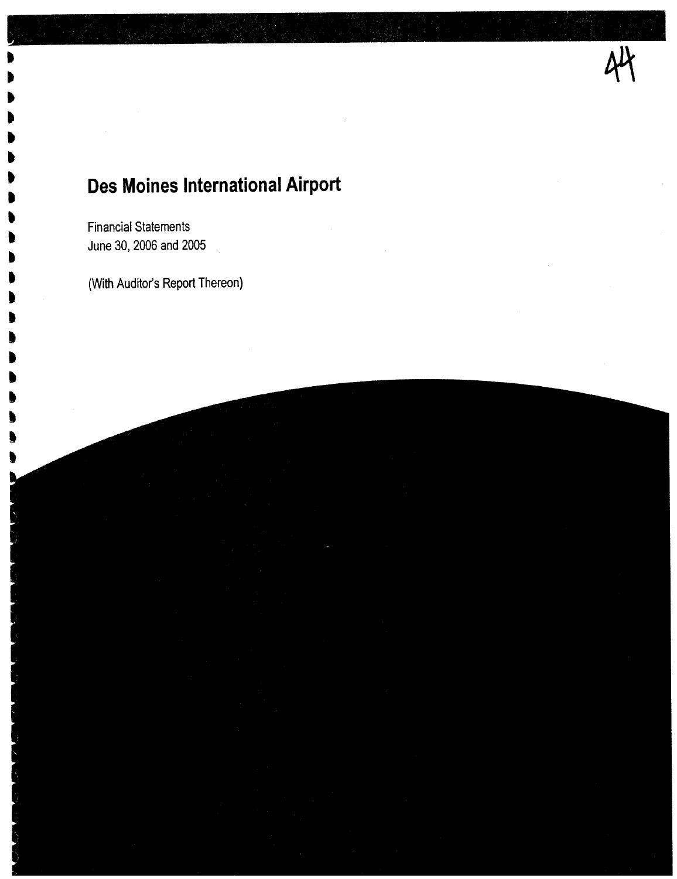44

# Des Moines International Airport

Financial Statements
June 30, 2006 and 2005

(With Auditor's Report Thereon)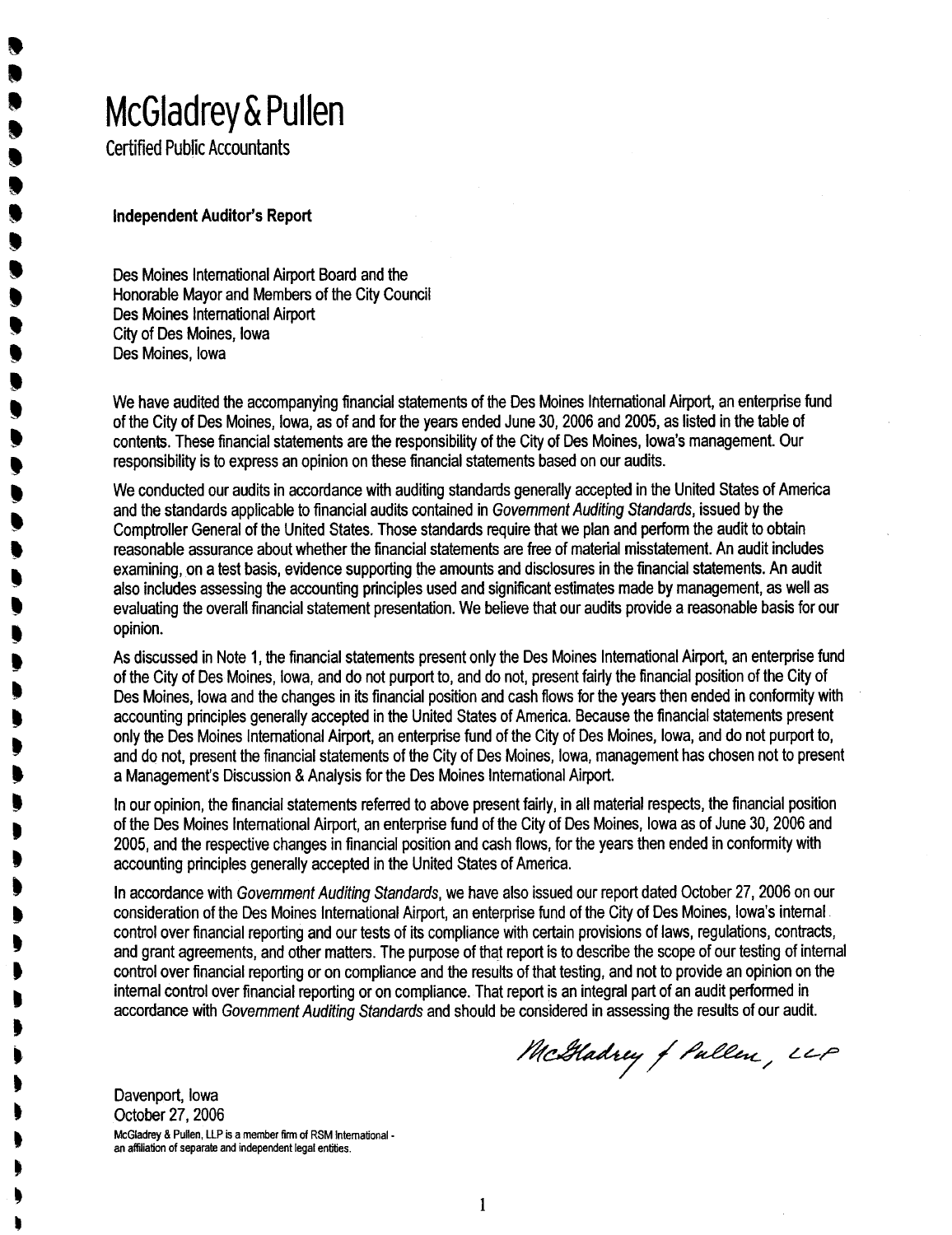# McGladrey & Pullen

Certified Public Accountants

**Independent Auditor's Report**

Des Moines International Airport Board and the
Honorable Mayor and Members of the City Council
Des Moines International Airport
City of Des Moines, Iowa
Des Moines, Iowa

We have audited the accompanying financial statements of the Des Moines International Airport, an enterprise fund of the City of Des Moines, Iowa, as of and for the years ended June 30, 2006 and 2005, as listed in the table of contents. These financial statements are the responsibility of the City of Des Moines, Iowa's management. Our responsibility is to express an opinion on these financial statements based on our audits.

We conducted our audits in accordance with auditing standards generally accepted in the United States of America and the standards applicable to financial audits contained in *Government Auditing Standards*, issued by the Comptroller General of the United States. Those standards require that we plan and perform the audit to obtain reasonable assurance about whether the financial statements are free of material misstatement. An audit includes examining, on a test basis, evidence supporting the amounts and disclosures in the financial statements. An audit also includes assessing the accounting principles used and significant estimates made by management, as well as evaluating the overall financial statement presentation. We believe that our audits provide a reasonable basis for our opinion.

As discussed in Note 1, the financial statements present only the Des Moines International Airport, an enterprise fund of the City of Des Moines, Iowa, and do not purport to, and do not, present fairly the financial position of the City of Des Moines, Iowa and the changes in its financial position and cash flows for the years then ended in conformity with accounting principles generally accepted in the United States of America. Because the financial statements present only the Des Moines International Airport, an enterprise fund of the City of Des Moines, Iowa, and do not purport to, and do not, present the financial statements of the City of Des Moines, Iowa, management has chosen not to present a Management's Discussion & Analysis for the Des Moines International Airport.

In our opinion, the financial statements referred to above present fairly, in all material respects, the financial position of the Des Moines International Airport, an enterprise fund of the City of Des Moines, Iowa as of June 30, 2006 and 2005, and the respective changes in financial position and cash flows, for the years then ended in conformity with accounting principles generally accepted in the United States of America.

In accordance with *Government Auditing Standards*, we have also issued our report dated October 27, 2006 on our consideration of the Des Moines International Airport, an enterprise fund of the City of Des Moines, Iowa's internal control over financial reporting and our tests of its compliance with certain provisions of laws, regulations, contracts, and grant agreements, and other matters. The purpose of that report is to describe the scope of our testing of internal control over financial reporting or on compliance and the results of that testing, and not to provide an opinion on the internal control over financial reporting or on compliance. That report is an integral part of an audit performed in accordance with *Government Auditing Standards* and should be considered in assessing the results of our audit.

McGladrey & Pullen, LLP

Davenport, Iowa
October 27, 2006

McGladrey & Pullen, LLP is a member firm of RSM International - an affiliation of separate and independent legal entities.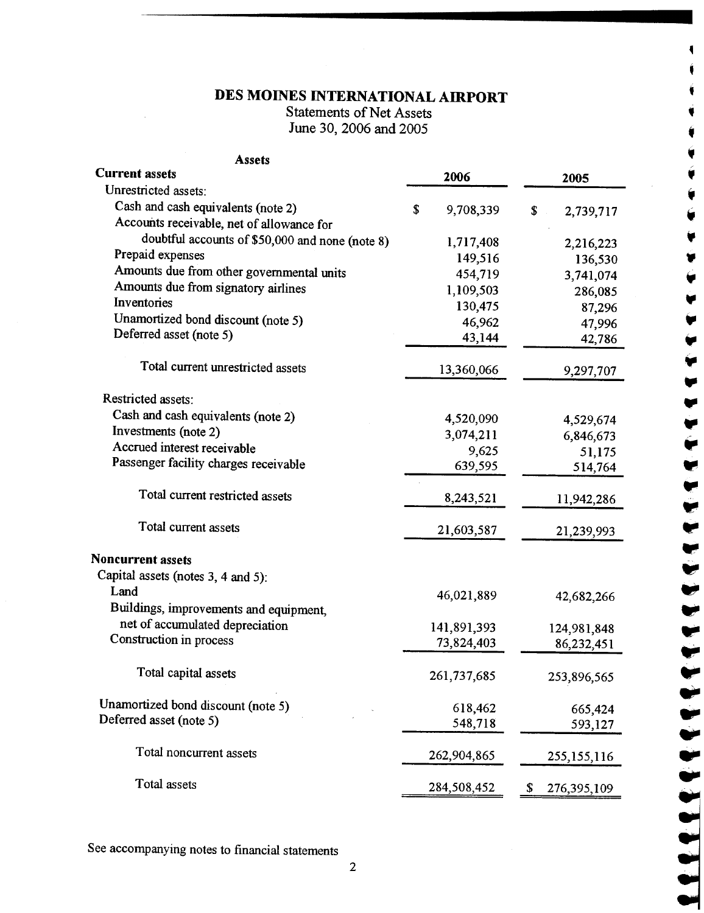# DES MOINES INTERNATIONAL AIRPORT

Statements of Net Assets

June 30, 2006 and 2005

| Assets | 2006 | 2005 |
|---|---|---|
| **Current assets** | | |
| Unrestricted assets: | | |
| Cash and cash equivalents (note 2) | $ 9,708,339 | $ 2,739,717 |
| Accounts receivable, net of allowance for doubtful accounts of $50,000 and none (note 8) | 1,717,408 | 2,216,223 |
| Prepaid expenses | 149,516 | 136,530 |
| Amounts due from other governmental units | 454,719 | 3,741,074 |
| Amounts due from signatory airlines | 1,109,503 | 286,085 |
| Inventories | 130,475 | 87,296 |
| Unamortized bond discount (note 5) | 46,962 | 47,996 |
| Deferred asset (note 5) | 43,144 | 42,786 |
| Total current unrestricted assets | 13,360,066 | 9,297,707 |
| Restricted assets: | | |
| Cash and cash equivalents (note 2) | 4,520,090 | 4,529,674 |
| Investments (note 2) | 3,074,211 | 6,846,673 |
| Accrued interest receivable | 9,625 | 51,175 |
| Passenger facility charges receivable | 639,595 | 514,764 |
| Total current restricted assets | 8,243,521 | 11,942,286 |
| Total current assets | 21,603,587 | 21,239,993 |
| **Noncurrent assets** | | |
| Capital assets (notes 3, 4 and 5): | | |
| Land | 46,021,889 | 42,682,266 |
| Buildings, improvements and equipment, net of accumulated depreciation | 141,891,393 | 124,981,848 |
| Construction in process | 73,824,403 | 86,232,451 |
| Total capital assets | 261,737,685 | 253,896,565 |
| Unamortized bond discount (note 5) | 618,462 | 665,424 |
| Deferred asset (note 5) | 548,718 | 593,127 |
| Total noncurrent assets | 262,904,865 | 255,155,116 |
| Total assets | 284,508,452 | $ 276,395,109 |

See accompanying notes to financial statements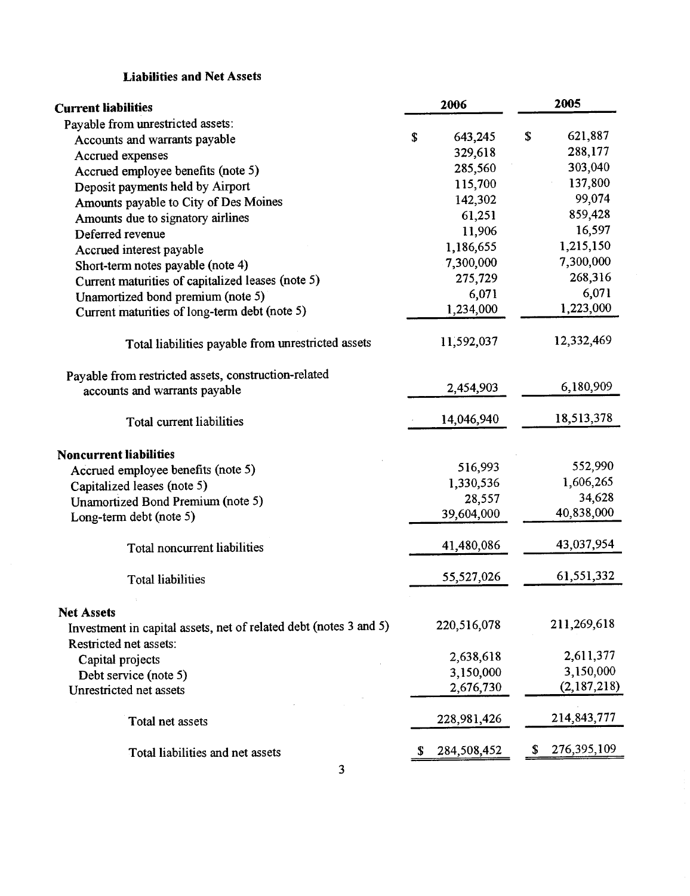### Liabilities and Net Assets

| | 2006 | 2005 |
|---|---|---|
| **Current liabilities** | | |
| Payable from unrestricted assets: | | |
| Accounts and warrants payable | $ 643,245 | $ 621,887 |
| Accrued expenses | 329,618 | 288,177 |
| Accrued employee benefits (note 5) | 285,560 | 303,040 |
| Deposit payments held by Airport | 115,700 | 137,800 |
| Amounts payable to City of Des Moines | 142,302 | 99,074 |
| Amounts due to signatory airlines | 61,251 | 859,428 |
| Deferred revenue | 11,906 | 16,597 |
| Accrued interest payable | 1,186,655 | 1,215,150 |
| Short-term notes payable (note 4) | 7,300,000 | 7,300,000 |
| Current maturities of capitalized leases (note 5) | 275,729 | 268,316 |
| Unamortized bond premium (note 5) | 6,071 | 6,071 |
| Current maturities of long-term debt (note 5) | 1,234,000 | 1,223,000 |
| Total liabilities payable from unrestricted assets | 11,592,037 | 12,332,469 |
| Payable from restricted assets, construction-related accounts and warrants payable | 2,454,903 | 6,180,909 |
| Total current liabilities | 14,046,940 | 18,513,378 |
| **Noncurrent liabilities** | | |
| Accrued employee benefits (note 5) | 516,993 | 552,990 |
| Capitalized leases (note 5) | 1,330,536 | 1,606,265 |
| Unamortized Bond Premium (note 5) | 28,557 | 34,628 |
| Long-term debt (note 5) | 39,604,000 | 40,838,000 |
| Total noncurrent liabilities | 41,480,086 | 43,037,954 |
| Total liabilities | 55,527,026 | 61,551,332 |
| **Net Assets** | | |
| Investment in capital assets, net of related debt (notes 3 and 5) | 220,516,078 | 211,269,618 |
| Restricted net assets: | | |
| Capital projects | 2,638,618 | 2,611,377 |
| Debt service (note 5) | 3,150,000 | 3,150,000 |
| Unrestricted net assets | 2,676,730 | (2,187,218) |
| Total net assets | 228,981,426 | 214,843,777 |
| Total liabilities and net assets | $ 284,508,452 | $ 276,395,109 |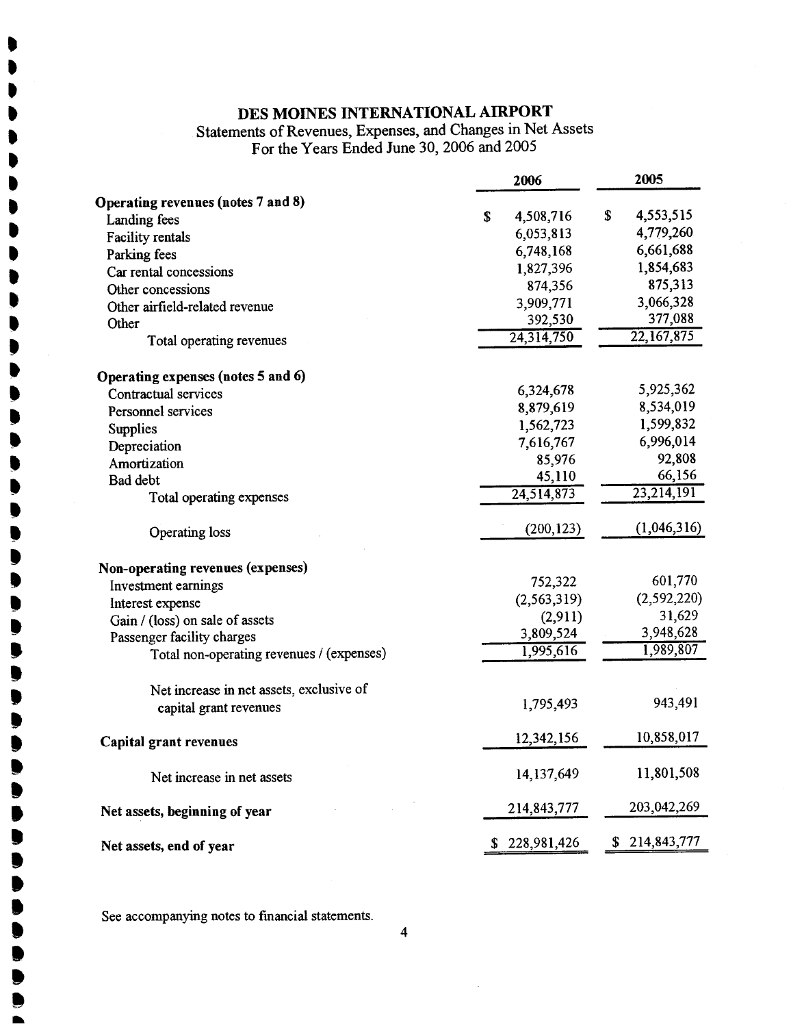# DES MOINES INTERNATIONAL AIRPORT

Statements of Revenues, Expenses, and Changes in Net Assets
For the Years Ended June 30, 2006 and 2005

| | 2006 | 2005 |
|---|---|---|
| **Operating revenues (notes 7 and 8)** | | |
| Landing fees | $ 4,508,716 | $ 4,553,515 |
| Facility rentals | 6,053,813 | 4,779,260 |
| Parking fees | 6,748,168 | 6,661,688 |
| Car rental concessions | 1,827,396 | 1,854,683 |
| Other concessions | 874,356 | 875,313 |
| Other airfield-related revenue | 3,909,771 | 3,066,328 |
| Other | 392,530 | 377,088 |
| Total operating revenues | 24,314,750 | 22,167,875 |
| **Operating expenses (notes 5 and 6)** | | |
| Contractual services | 6,324,678 | 5,925,362 |
| Personnel services | 8,879,619 | 8,534,019 |
| Supplies | 1,562,723 | 1,599,832 |
| Depreciation | 7,616,767 | 6,996,014 |
| Amortization | 85,976 | 92,808 |
| Bad debt | 45,110 | 66,156 |
| Total operating expenses | 24,514,873 | 23,214,191 |
| Operating loss | (200,123) | (1,046,316) |
| **Non-operating revenues (expenses)** | | |
| Investment earnings | 752,322 | 601,770 |
| Interest expense | (2,563,319) | (2,592,220) |
| Gain / (loss) on sale of assets | (2,911) | 31,629 |
| Passenger facility charges | 3,809,524 | 3,948,628 |
| Total non-operating revenues / (expenses) | 1,995,616 | 1,989,807 |
| Net increase in net assets, exclusive of capital grant revenues | 1,795,493 | 943,491 |
| **Capital grant revenues** | 12,342,156 | 10,858,017 |
| Net increase in net assets | 14,137,649 | 11,801,508 |
| **Net assets, beginning of year** | 214,843,777 | 203,042,269 |
| **Net assets, end of year** | $ 228,981,426 | $ 214,843,777 |

See accompanying notes to financial statements.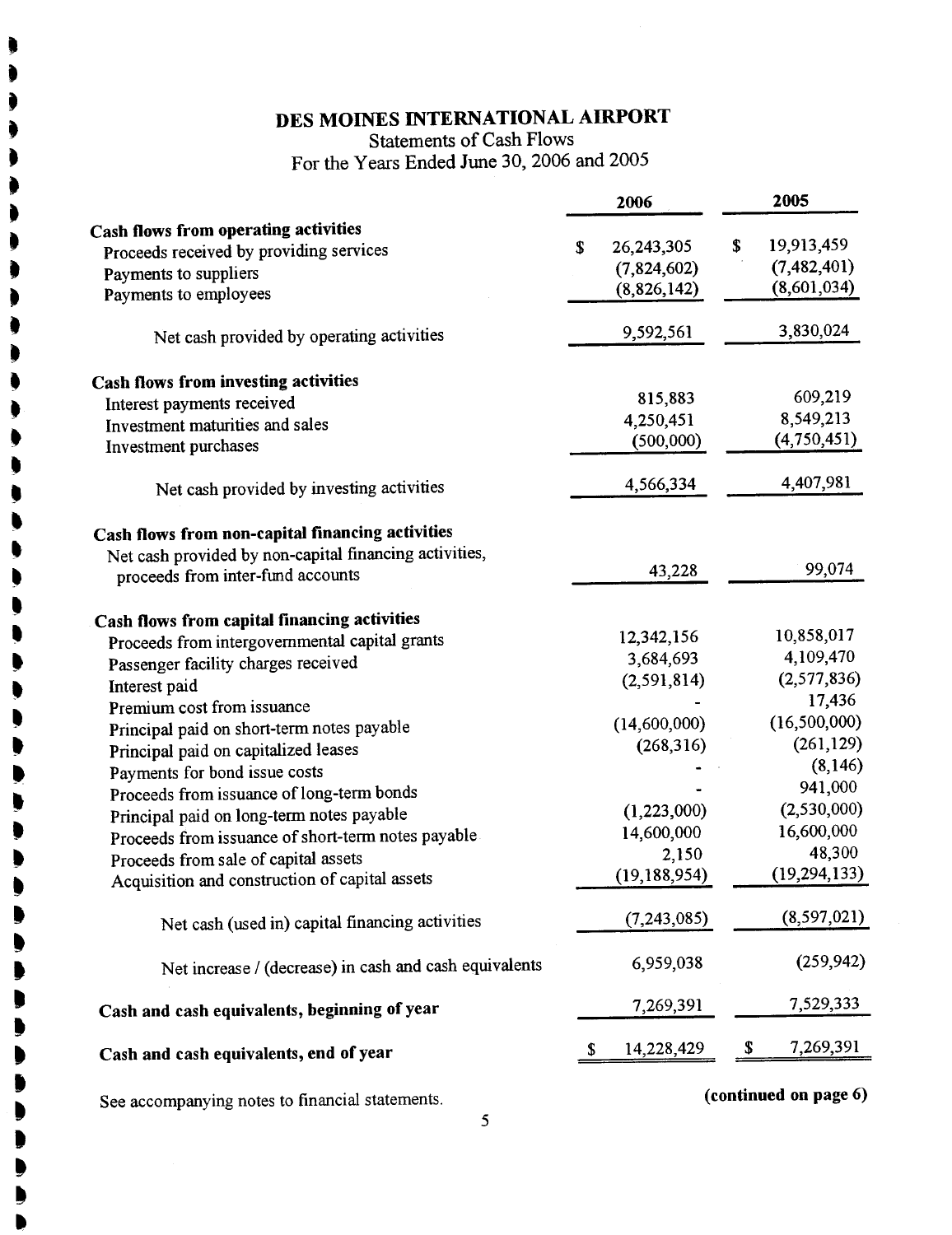# DES MOINES INTERNATIONAL AIRPORT

Statements of Cash Flows
For the Years Ended June 30, 2006 and 2005

| | 2006 | 2005 |
|---|---|---|
| **Cash flows from operating activities** | | |
| Proceeds received by providing services | $ 26,243,305 | $ 19,913,459 |
| Payments to suppliers | (7,824,602) | (7,482,401) |
| Payments to employees | (8,826,142) | (8,601,034) |
| Net cash provided by operating activities | 9,592,561 | 3,830,024 |
| **Cash flows from investing activities** | | |
| Interest payments received | 815,883 | 609,219 |
| Investment maturities and sales | 4,250,451 | 8,549,213 |
| Investment purchases | (500,000) | (4,750,451) |
| Net cash provided by investing activities | 4,566,334 | 4,407,981 |
| **Cash flows from non-capital financing activities** | | |
| Net cash provided by non-capital financing activities, proceeds from inter-fund accounts | 43,228 | 99,074 |
| **Cash flows from capital financing activities** | | |
| Proceeds from intergovernmental capital grants | 12,342,156 | 10,858,017 |
| Passenger facility charges received | 3,684,693 | 4,109,470 |
| Interest paid | (2,591,814) | (2,577,836) |
| Premium cost from issuance | - | 17,436 |
| Principal paid on short-term notes payable | (14,600,000) | (16,500,000) |
| Principal paid on capitalized leases | (268,316) | (261,129) |
| Payments for bond issue costs | - | (8,146) |
| Proceeds from issuance of long-term bonds | - | 941,000 |
| Principal paid on long-term notes payable | (1,223,000) | (2,530,000) |
| Proceeds from issuance of short-term notes payable | 14,600,000 | 16,600,000 |
| Proceeds from sale of capital assets | 2,150 | 48,300 |
| Acquisition and construction of capital assets | (19,188,954) | (19,294,133) |
| Net cash (used in) capital financing activities | (7,243,085) | (8,597,021) |
| Net increase / (decrease) in cash and cash equivalents | 6,959,038 | (259,942) |
| **Cash and cash equivalents, beginning of year** | 7,269,391 | 7,529,333 |
| **Cash and cash equivalents, end of year** | $ 14,228,429 | $ 7,269,391 |

See accompanying notes to financial statements.

**(continued on page 6)**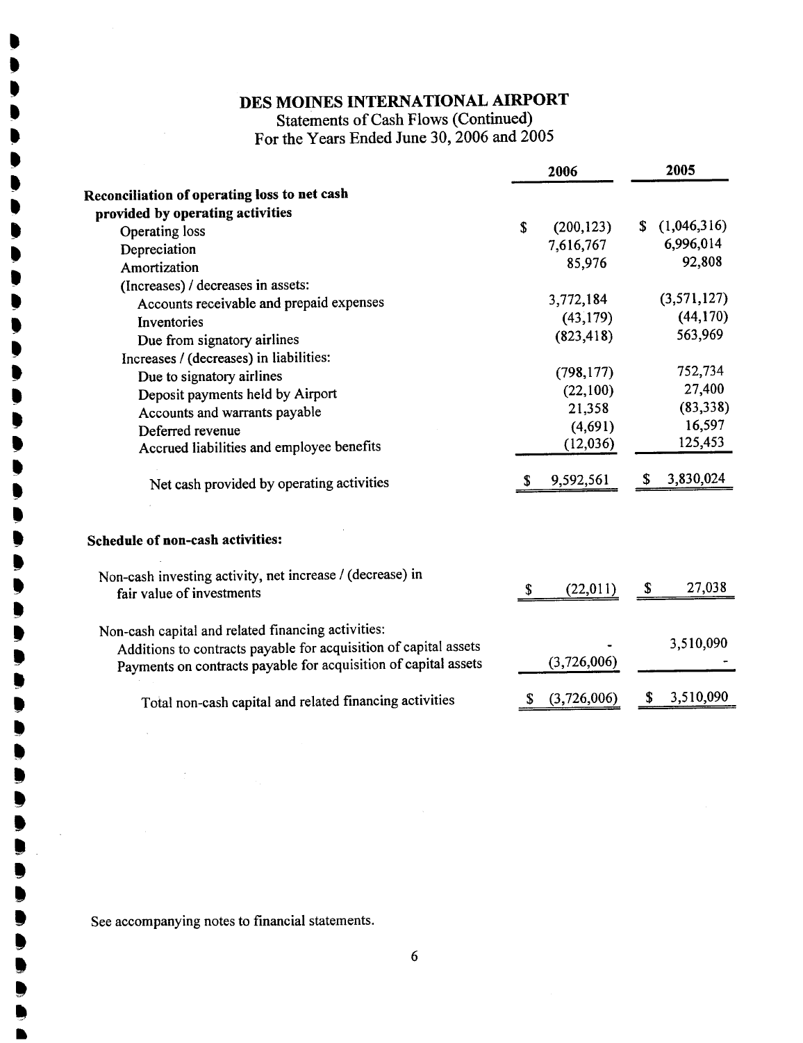# DES MOINES INTERNATIONAL AIRPORT

Statements of Cash Flows (Continued)
For the Years Ended June 30, 2006 and 2005

| | 2006 | 2005 |
|---|---|---|
| **Reconciliation of operating loss to net cash provided by operating activities** | | |
| Operating loss | $ (200,123) | $ (1,046,316) |
| Depreciation | 7,616,767 | 6,996,014 |
| Amortization | 85,976 | 92,808 |
| (Increases) / decreases in assets: | | |
| Accounts receivable and prepaid expenses | 3,772,184 | (3,571,127) |
| Inventories | (43,179) | (44,170) |
| Due from signatory airlines | (823,418) | 563,969 |
| Increases / (decreases) in liabilities: | | |
| Due to signatory airlines | (798,177) | 752,734 |
| Deposit payments held by Airport | (22,100) | 27,400 |
| Accounts and warrants payable | 21,358 | (83,338) |
| Deferred revenue | (4,691) | 16,597 |
| Accrued liabilities and employee benefits | (12,036) | 125,453 |
| Net cash provided by operating activities | $ 9,592,561 | $ 3,830,024 |

**Schedule of non-cash activities:**

| | 2006 | 2005 |
|---|---|---|
| Non-cash investing activity, net increase / (decrease) in fair value of investments | $ (22,011) | $ 27,038 |
| Non-cash capital and related financing activities: | | |
| Additions to contracts payable for acquisition of capital assets | - | 3,510,090 |
| Payments on contracts payable for acquisition of capital assets | (3,726,006) | - |
| Total non-cash capital and related financing activities | $ (3,726,006) | $ 3,510,090 |

See accompanying notes to financial statements.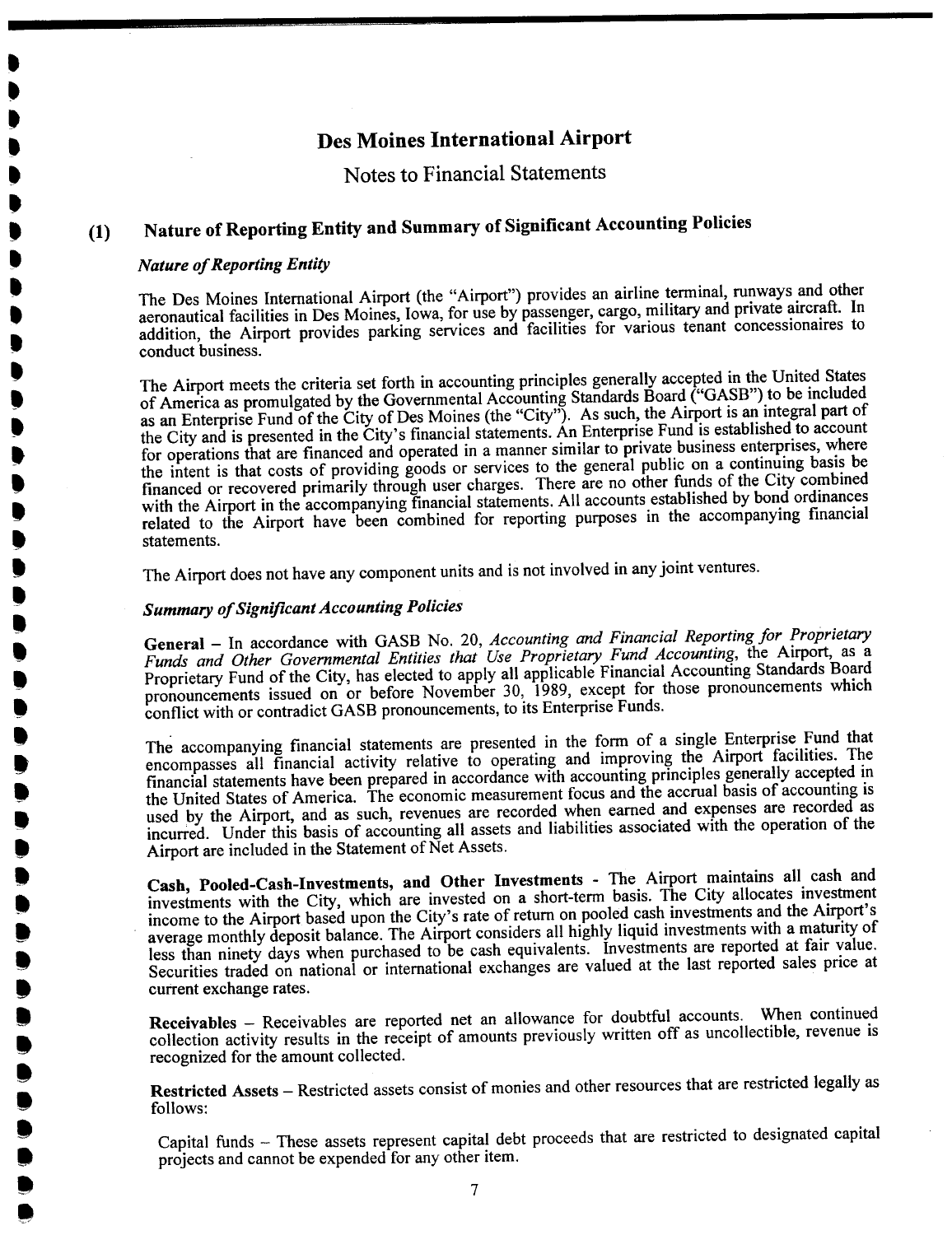# Des Moines International Airport

## Notes to Financial Statements

### (1) Nature of Reporting Entity and Summary of Significant Accounting Policies

***Nature of Reporting Entity***

The Des Moines International Airport (the "Airport") provides an airline terminal, runways and other aeronautical facilities in Des Moines, Iowa, for use by passenger, cargo, military and private aircraft. In addition, the Airport provides parking services and facilities for various tenant concessionaires to conduct business.

The Airport meets the criteria set forth in accounting principles generally accepted in the United States of America as promulgated by the Governmental Accounting Standards Board ("GASB") to be included as an Enterprise Fund of the City of Des Moines (the "City"). As such, the Airport is an integral part of the City and is presented in the City's financial statements. An Enterprise Fund is established to account for operations that are financed and operated in a manner similar to private business enterprises, where the intent is that costs of providing goods or services to the general public on a continuing basis be financed or recovered primarily through user charges. There are no other funds of the City combined with the Airport in the accompanying financial statements. All accounts established by bond ordinances related to the Airport have been combined for reporting purposes in the accompanying financial statements.

The Airport does not have any component units and is not involved in any joint ventures.

***Summary of Significant Accounting Policies***

**General** – In accordance with GASB No. 20, *Accounting and Financial Reporting for Proprietary Funds and Other Governmental Entities that Use Proprietary Fund Accounting*, the Airport, as a Proprietary Fund of the City, has elected to apply all applicable Financial Accounting Standards Board pronouncements issued on or before November 30, 1989, except for those pronouncements which conflict with or contradict GASB pronouncements, to its Enterprise Funds.

The accompanying financial statements are presented in the form of a single Enterprise Fund that encompasses all financial activity relative to operating and improving the Airport facilities. The financial statements have been prepared in accordance with accounting principles generally accepted in the United States of America. The economic measurement focus and the accrual basis of accounting is used by the Airport, and as such, revenues are recorded when earned and expenses are recorded as incurred. Under this basis of accounting all assets and liabilities associated with the operation of the Airport are included in the Statement of Net Assets.

**Cash, Pooled-Cash-Investments, and Other Investments** - The Airport maintains all cash and investments with the City, which are invested on a short-term basis. The City allocates investment income to the Airport based upon the City's rate of return on pooled cash investments and the Airport's average monthly deposit balance. The Airport considers all highly liquid investments with a maturity of less than ninety days when purchased to be cash equivalents. Investments are reported at fair value. Securities traded on national or international exchanges are valued at the last reported sales price at current exchange rates.

**Receivables** – Receivables are reported net an allowance for doubtful accounts. When continued collection activity results in the receipt of amounts previously written off as uncollectible, revenue is recognized for the amount collected.

**Restricted Assets** – Restricted assets consist of monies and other resources that are restricted legally as follows:

Capital funds – These assets represent capital debt proceeds that are restricted to designated capital projects and cannot be expended for any other item.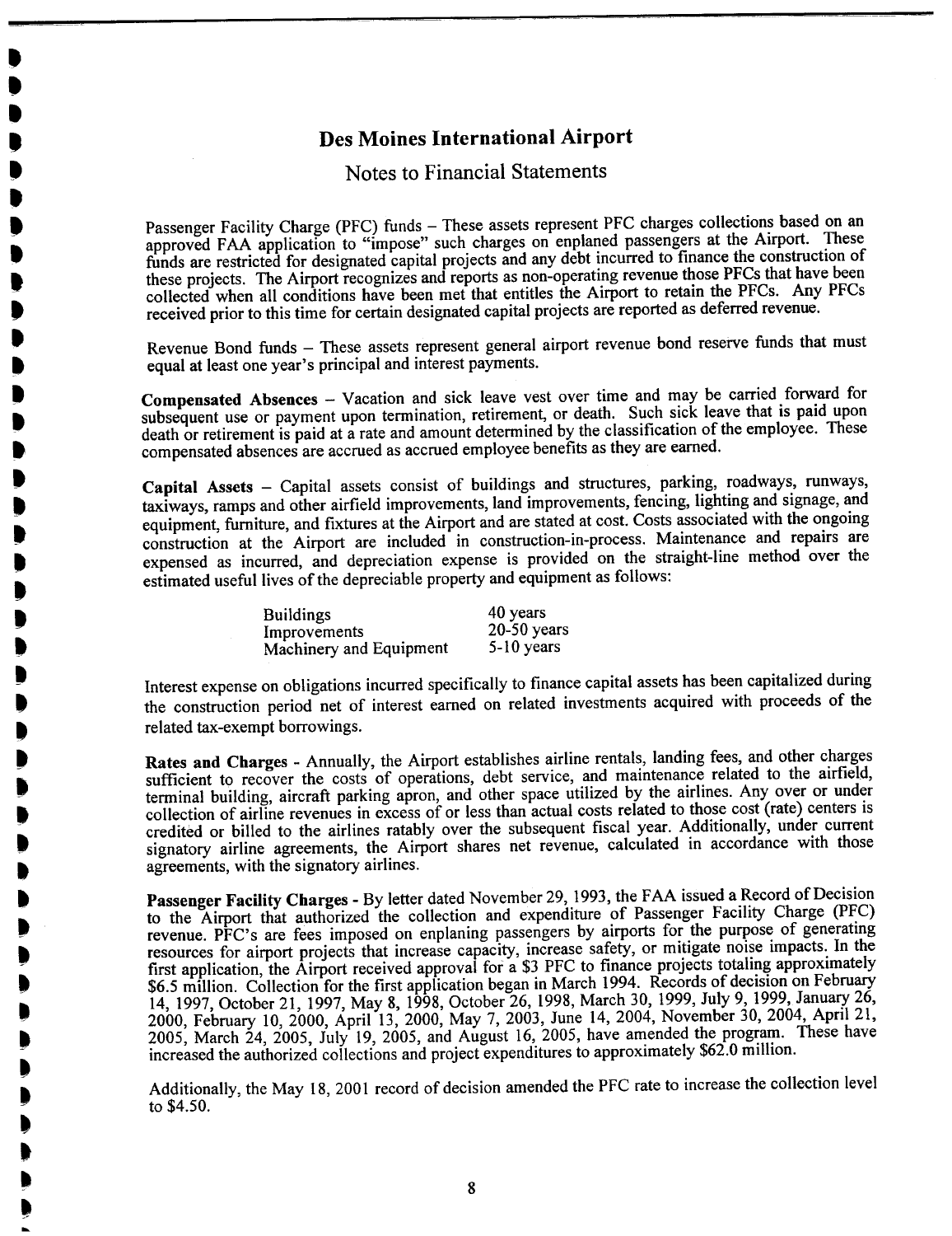# Des Moines International Airport

## Notes to Financial Statements

Passenger Facility Charge (PFC) funds – These assets represent PFC charges collections based on an approved FAA application to "impose" such charges on enplaned passengers at the Airport. These funds are restricted for designated capital projects and any debt incurred to finance the construction of these projects. The Airport recognizes and reports as non-operating revenue those PFCs that have been collected when all conditions have been met that entitles the Airport to retain the PFCs. Any PFCs received prior to this time for certain designated capital projects are reported as deferred revenue.

Revenue Bond funds – These assets represent general airport revenue bond reserve funds that must equal at least one year's principal and interest payments.

**Compensated Absences** – Vacation and sick leave vest over time and may be carried forward for subsequent use or payment upon termination, retirement, or death. Such sick leave that is paid upon death or retirement is paid at a rate and amount determined by the classification of the employee. These compensated absences are accrued as accrued employee benefits as they are earned.

**Capital Assets** – Capital assets consist of buildings and structures, parking, roadways, runways, taxiways, ramps and other airfield improvements, land improvements, fencing, lighting and signage, and equipment, furniture, and fixtures at the Airport and are stated at cost. Costs associated with the ongoing construction at the Airport are included in construction-in-process. Maintenance and repairs are expensed as incurred, and depreciation expense is provided on the straight-line method over the estimated useful lives of the depreciable property and equipment as follows:

| | |
|---|---|
| Buildings | 40 years |
| Improvements | 20-50 years |
| Machinery and Equipment | 5-10 years |

Interest expense on obligations incurred specifically to finance capital assets has been capitalized during the construction period net of interest earned on related investments acquired with proceeds of the related tax-exempt borrowings.

**Rates and Charges** - Annually, the Airport establishes airline rentals, landing fees, and other charges sufficient to recover the costs of operations, debt service, and maintenance related to the airfield, terminal building, aircraft parking apron, and other space utilized by the airlines. Any over or under collection of airline revenues in excess of or less than actual costs related to those cost (rate) centers is credited or billed to the airlines ratably over the subsequent fiscal year. Additionally, under current signatory airline agreements, the Airport shares net revenue, calculated in accordance with those agreements, with the signatory airlines.

**Passenger Facility Charges** - By letter dated November 29, 1993, the FAA issued a Record of Decision to the Airport that authorized the collection and expenditure of Passenger Facility Charge (PFC) revenue. PFC's are fees imposed on enplaning passengers by airports for the purpose of generating resources for airport projects that increase capacity, increase safety, or mitigate noise impacts. In the first application, the Airport received approval for a \$3 PFC to finance projects totaling approximately \$6.5 million. Collection for the first application began in March 1994. Records of decision on February 14, 1997, October 21, 1997, May 8, 1998, October 26, 1998, March 30, 1999, July 9, 1999, January 26, 2000, February 10, 2000, April 13, 2000, May 7, 2003, June 14, 2004, November 30, 2004, April 21, 2005, March 24, 2005, July 19, 2005, and August 16, 2005, have amended the program. These have increased the authorized collections and project expenditures to approximately \$62.0 million.

Additionally, the May 18, 2001 record of decision amended the PFC rate to increase the collection level to \$4.50.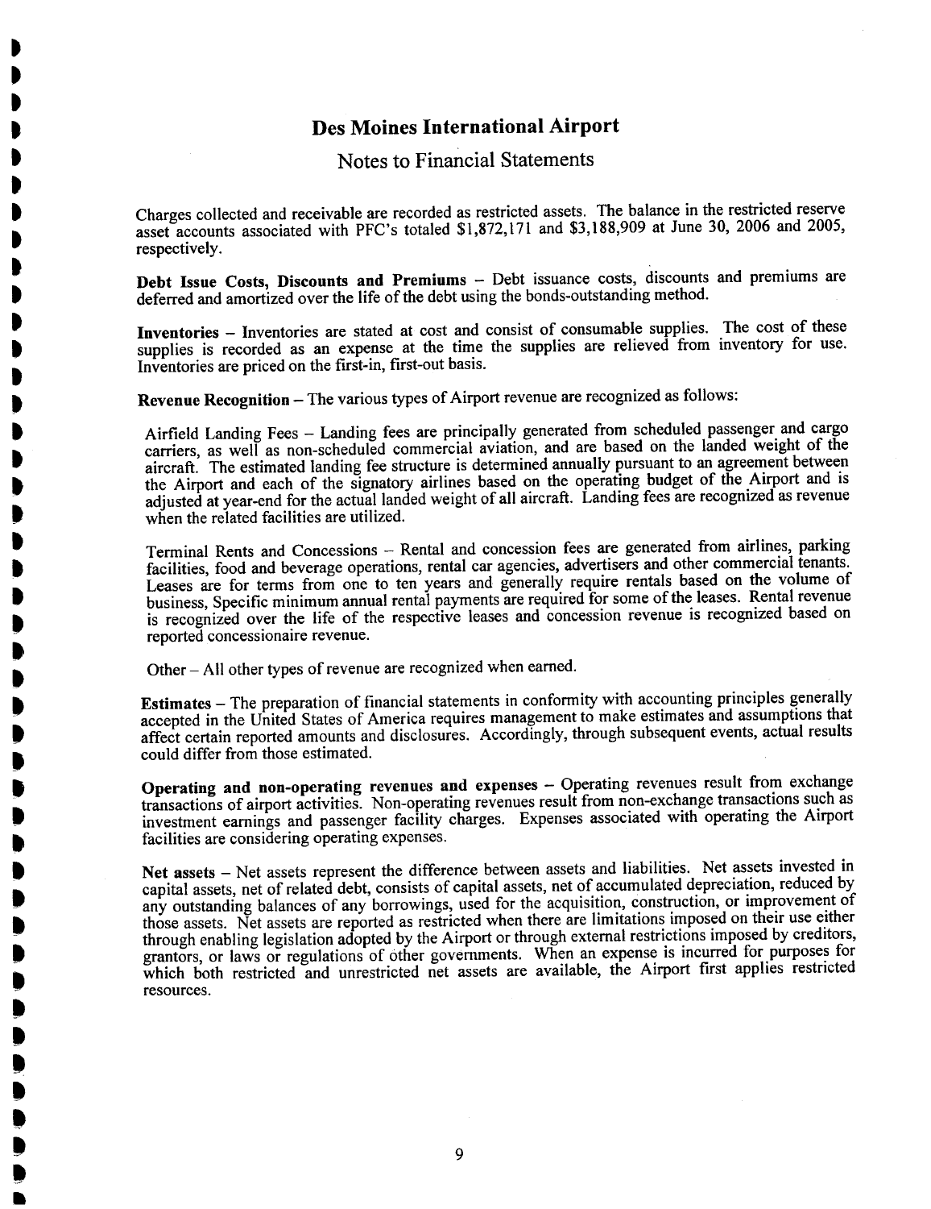# Des Moines International Airport

## Notes to Financial Statements

Charges collected and receivable are recorded as restricted assets. The balance in the restricted reserve asset accounts associated with PFC's totaled $1,872,171 and $3,188,909 at June 30, 2006 and 2005, respectively.

**Debt Issue Costs, Discounts and Premiums** – Debt issuance costs, discounts and premiums are deferred and amortized over the life of the debt using the bonds-outstanding method.

**Inventories** – Inventories are stated at cost and consist of consumable supplies. The cost of these supplies is recorded as an expense at the time the supplies are relieved from inventory for use. Inventories are priced on the first-in, first-out basis.

**Revenue Recognition** – The various types of Airport revenue are recognized as follows:

Airfield Landing Fees – Landing fees are principally generated from scheduled passenger and cargo carriers, as well as non-scheduled commercial aviation, and are based on the landed weight of the aircraft. The estimated landing fee structure is determined annually pursuant to an agreement between the Airport and each of the signatory airlines based on the operating budget of the Airport and is adjusted at year-end for the actual landed weight of all aircraft. Landing fees are recognized as revenue when the related facilities are utilized.

Terminal Rents and Concessions – Rental and concession fees are generated from airlines, parking facilities, food and beverage operations, rental car agencies, advertisers and other commercial tenants. Leases are for terms from one to ten years and generally require rentals based on the volume of business, Specific minimum annual rental payments are required for some of the leases. Rental revenue is recognized over the life of the respective leases and concession revenue is recognized based on reported concessionaire revenue.

Other – All other types of revenue are recognized when earned.

**Estimates** – The preparation of financial statements in conformity with accounting principles generally accepted in the United States of America requires management to make estimates and assumptions that affect certain reported amounts and disclosures. Accordingly, through subsequent events, actual results could differ from those estimated.

**Operating and non-operating revenues and expenses** – Operating revenues result from exchange transactions of airport activities. Non-operating revenues result from non-exchange transactions such as investment earnings and passenger facility charges. Expenses associated with operating the Airport facilities are considering operating expenses.

**Net assets** – Net assets represent the difference between assets and liabilities. Net assets invested in capital assets, net of related debt, consists of capital assets, net of accumulated depreciation, reduced by any outstanding balances of any borrowings, used for the acquisition, construction, or improvement of those assets. Net assets are reported as restricted when there are limitations imposed on their use either through enabling legislation adopted by the Airport or through external restrictions imposed by creditors, grantors, or laws or regulations of other governments. When an expense is incurred for purposes for which both restricted and unrestricted net assets are available, the Airport first applies restricted resources.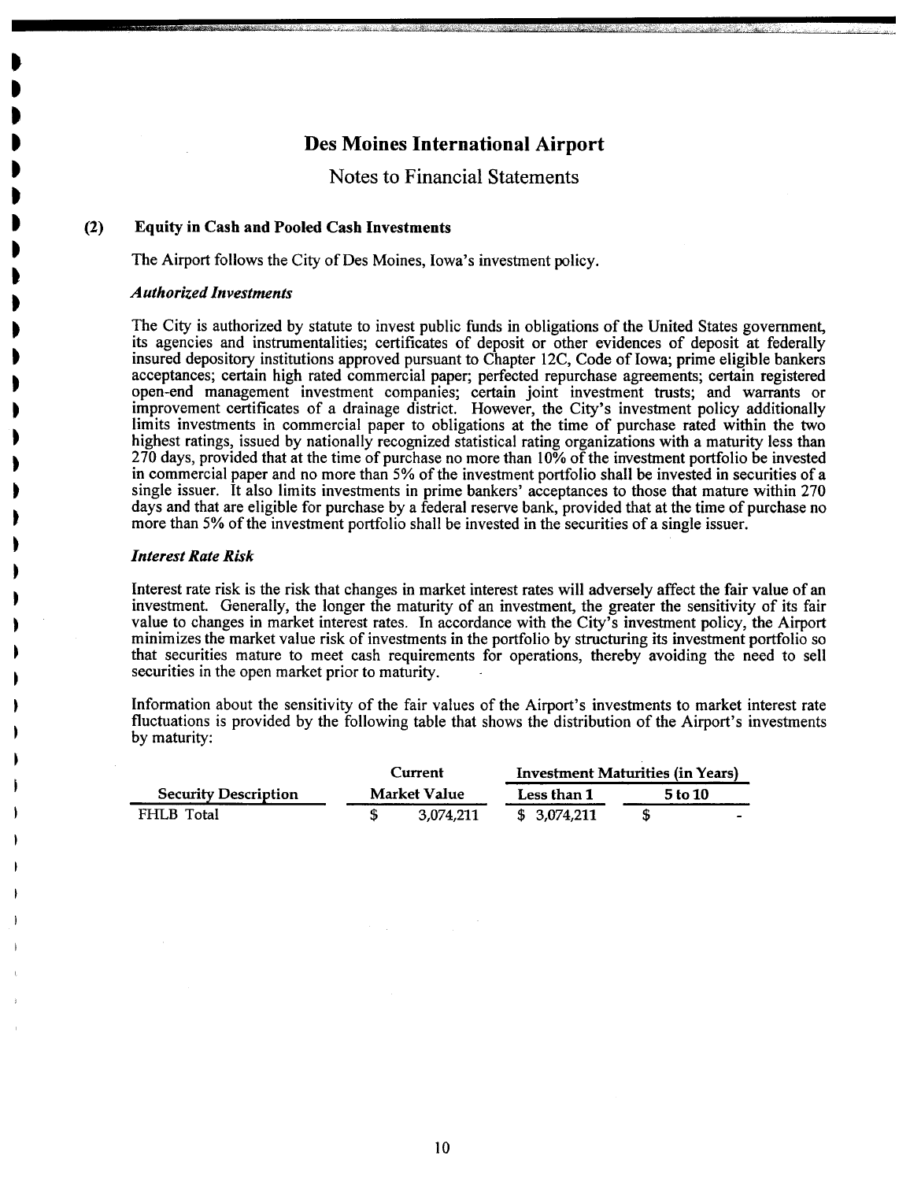# Des Moines International Airport

## Notes to Financial Statements

### (2) Equity in Cash and Pooled Cash Investments

The Airport follows the City of Des Moines, Iowa's investment policy.

#### *Authorized Investments*

The City is authorized by statute to invest public funds in obligations of the United States government, its agencies and instrumentalities; certificates of deposit or other evidences of deposit at federally insured depository institutions approved pursuant to Chapter 12C, Code of Iowa; prime eligible bankers acceptances; certain high rated commercial paper; perfected repurchase agreements; certain registered open-end management investment companies; certain joint investment trusts; and warrants or improvement certificates of a drainage district. However, the City's investment policy additionally limits investments in commercial paper to obligations at the time of purchase rated within the two highest ratings, issued by nationally recognized statistical rating organizations with a maturity less than 270 days, provided that at the time of purchase no more than 10% of the investment portfolio be invested in commercial paper and no more than 5% of the investment portfolio shall be invested in securities of a single issuer. It also limits investments in prime bankers' acceptances to those that mature within 270 days and that are eligible for purchase by a federal reserve bank, provided that at the time of purchase no more than 5% of the investment portfolio shall be invested in the securities of a single issuer.

#### *Interest Rate Risk*

Interest rate risk is the risk that changes in market interest rates will adversely affect the fair value of an investment. Generally, the longer the maturity of an investment, the greater the sensitivity of its fair value to changes in market interest rates. In accordance with the City's investment policy, the Airport minimizes the market value risk of investments in the portfolio by structuring its investment portfolio so that securities mature to meet cash requirements for operations, thereby avoiding the need to sell securities in the open market prior to maturity.

Information about the sensitivity of the fair values of the Airport's investments to market interest rate fluctuations is provided by the following table that shows the distribution of the Airport's investments by maturity:

| | Current | Investment Maturities (in Years) | |
|---|---|---|---|
| Security Description | Market Value | Less than 1 | 5 to 10 |
| FHLB Total | $ 3,074,211 | $ 3,074,211 | $ - |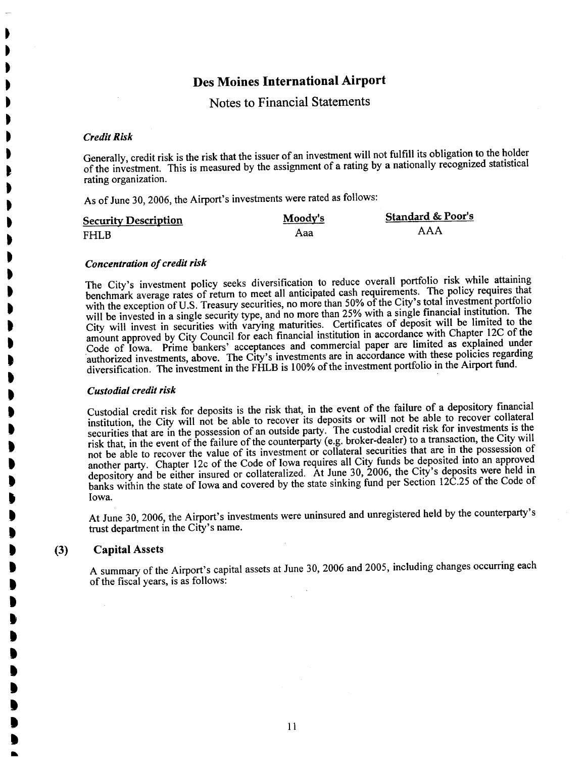# Des Moines International Airport

## Notes to Financial Statements

### *Credit Risk*

Generally, credit risk is the risk that the issuer of an investment will not fulfill its obligation to the holder of the investment. This is measured by the assignment of a rating by a nationally recognized statistical rating organization.

As of June 30, 2006, the Airport's investments were rated as follows:

| Security Description | Moody's | Standard & Poor's |
|---|---|---|
| FHLB | Aaa | AAA |

### *Concentration of credit risk*

The City's investment policy seeks diversification to reduce overall portfolio risk while attaining benchmark average rates of return to meet all anticipated cash requirements. The policy requires that with the exception of U.S. Treasury securities, no more than 50% of the City's total investment portfolio will be invested in a single security type, and no more than 25% with a single financial institution. The City will invest in securities with varying maturities. Certificates of deposit will be limited to the amount approved by City Council for each financial institution in accordance with Chapter 12C of the Code of Iowa. Prime bankers' acceptances and commercial paper are limited as explained under authorized investments, above. The City's investments are in accordance with these policies regarding diversification. The investment in the FHLB is 100% of the investment portfolio in the Airport fund.

### *Custodial credit risk*

Custodial credit risk for deposits is the risk that, in the event of the failure of a depository financial institution, the City will not be able to recover its deposits or will not be able to recover collateral securities that are in the possession of an outside party. The custodial credit risk for investments is the risk that, in the event of the failure of the counterparty (e.g. broker-dealer) to a transaction, the City will not be able to recover the value of its investment or collateral securities that are in the possession of another party. Chapter 12c of the Code of Iowa requires all City funds be deposited into an approved depository and be either insured or collateralized. At June 30, 2006, the City's deposits were held in banks within the state of Iowa and covered by the state sinking fund per Section 12C.25 of the Code of Iowa.

At June 30, 2006, the Airport's investments were uninsured and unregistered held by the counterparty's trust department in the City's name.

## (3) Capital Assets

A summary of the Airport's capital assets at June 30, 2006 and 2005, including changes occurring each of the fiscal years, is as follows: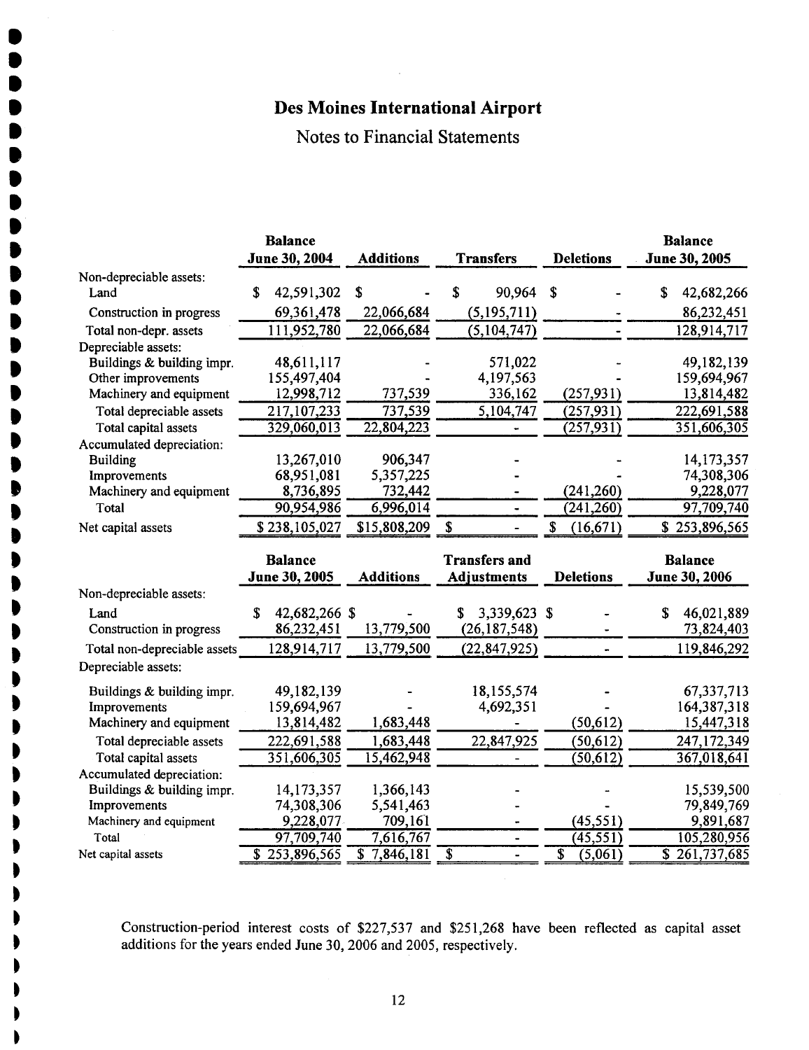# Des Moines International Airport

## Notes to Financial Statements

| | Balance June 30, 2004 | Additions | Transfers | Deletions | Balance June 30, 2005 |
|---|---|---|---|---|---|
| Non-depreciable assets: | | | | | |
| Land | $ 42,591,302 | $ - | $ 90,964 | $ - | $ 42,682,266 |
| Construction in progress | 69,361,478 | 22,066,684 | (5,195,711) | - | 86,232,451 |
| Total non-depr. assets | 111,952,780 | 22,066,684 | (5,104,747) | - | 128,914,717 |
| Depreciable assets: | | | | | |
| Buildings & building impr. | 48,611,117 | - | 571,022 | - | 49,182,139 |
| Other improvements | 155,497,404 | - | 4,197,563 | - | 159,694,967 |
| Machinery and equipment | 12,998,712 | 737,539 | 336,162 | (257,931) | 13,814,482 |
| Total depreciable assets | 217,107,233 | 737,539 | 5,104,747 | (257,931) | 222,691,588 |
| Total capital assets | 329,060,013 | 22,804,223 | - | (257,931) | 351,606,305 |
| Accumulated depreciation: | | | | | |
| Building | 13,267,010 | 906,347 | - | - | 14,173,357 |
| Improvements | 68,951,081 | 5,357,225 | - | - | 74,308,306 |
| Machinery and equipment | 8,736,895 | 732,442 | - | (241,260) | 9,228,077 |
| Total | 90,954,986 | 6,996,014 | - | (241,260) | 97,709,740 |
| Net capital assets | $ 238,105,027 | $15,808,209 | $ - | $ (16,671) | $ 253,896,565 |

| | Balance June 30, 2005 | Additions | Transfers and Adjustments | Deletions | Balance June 30, 2006 |
|---|---|---|---|---|---|
| Non-depreciable assets: | | | | | |
| Land | $ 42,682,266 | $ - | $ 3,339,623 | $ - | $ 46,021,889 |
| Construction in progress | 86,232,451 | 13,779,500 | (26,187,548) | - | 73,824,403 |
| Total non-depreciable assets | 128,914,717 | 13,779,500 | (22,847,925) | - | 119,846,292 |
| Depreciable assets: | | | | | |
| Buildings & building impr. | 49,182,139 | - | 18,155,574 | - | 67,337,713 |
| Improvements | 159,694,967 | - | 4,692,351 | - | 164,387,318 |
| Machinery and equipment | 13,814,482 | 1,683,448 | - | (50,612) | 15,447,318 |
| Total depreciable assets | 222,691,588 | 1,683,448 | 22,847,925 | (50,612) | 247,172,349 |
| Total capital assets | 351,606,305 | 15,462,948 | - | (50,612) | 367,018,641 |
| Accumulated depreciation: | | | | | |
| Buildings & building impr. | 14,173,357 | 1,366,143 | - | - | 15,539,500 |
| Improvements | 74,308,306 | 5,541,463 | - | - | 79,849,769 |
| Machinery and equipment | 9,228,077 | 709,161 | - | (45,551) | 9,891,687 |
| Total | 97,709,740 | 7,616,767 | - | (45,551) | 105,280,956 |
| Net capital assets | $ 253,896,565 | $ 7,846,181 | $ - | $ (5,061) | $ 261,737,685 |

Construction-period interest costs of $227,537 and $251,268 have been reflected as capital asset additions for the years ended June 30, 2006 and 2005, respectively.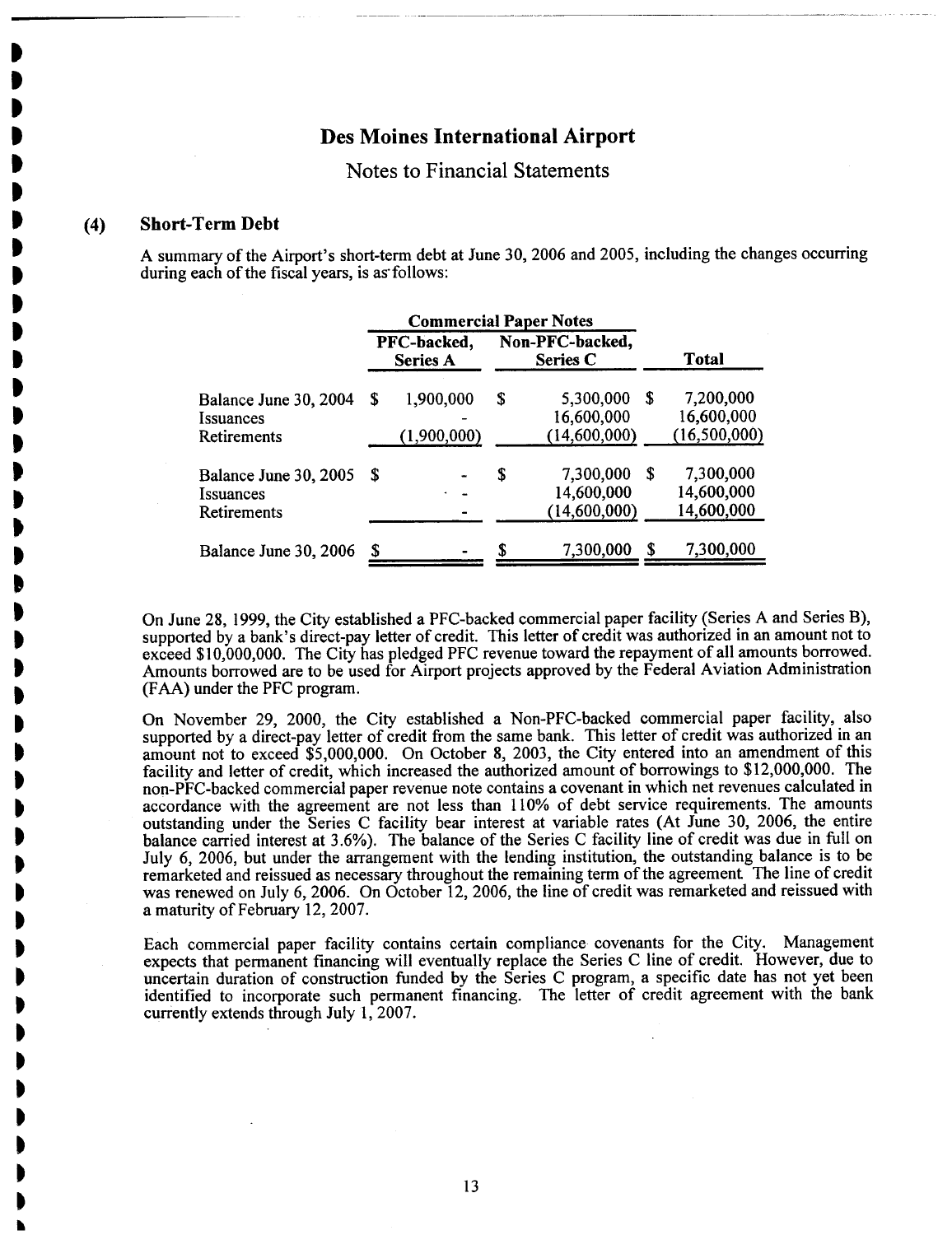# Des Moines International Airport

## Notes to Financial Statements

### (4) Short-Term Debt

A summary of the Airport's short-term debt at June 30, 2006 and 2005, including the changes occurring during each of the fiscal years, is as follows:

| | Commercial Paper Notes | | |
|---|---|---|---|
| | PFC-backed, Series A | Non-PFC-backed, Series C | Total |
| Balance June 30, 2004 | $ 1,900,000 | $ 5,300,000 | $ 7,200,000 |
| Issuances | - | 16,600,000 | 16,600,000 |
| Retirements | (1,900,000) | (14,600,000) | (16,500,000) |
| Balance June 30, 2005 | $ - | $ 7,300,000 | $ 7,300,000 |
| Issuances | - | 14,600,000 | 14,600,000 |
| Retirements | - | (14,600,000) | 14,600,000 |
| Balance June 30, 2006 | $ - | $ 7,300,000 | $ 7,300,000 |

On June 28, 1999, the City established a PFC-backed commercial paper facility (Series A and Series B), supported by a bank's direct-pay letter of credit. This letter of credit was authorized in an amount not to exceed $10,000,000. The City has pledged PFC revenue toward the repayment of all amounts borrowed. Amounts borrowed are to be used for Airport projects approved by the Federal Aviation Administration (FAA) under the PFC program.

On November 29, 2000, the City established a Non-PFC-backed commercial paper facility, also supported by a direct-pay letter of credit from the same bank. This letter of credit was authorized in an amount not to exceed $5,000,000. On October 8, 2003, the City entered into an amendment of this facility and letter of credit, which increased the authorized amount of borrowings to $12,000,000. The non-PFC-backed commercial paper revenue note contains a covenant in which net revenues calculated in accordance with the agreement are not less than 110% of debt service requirements. The amounts outstanding under the Series C facility bear interest at variable rates (At June 30, 2006, the entire balance carried interest at 3.6%). The balance of the Series C facility line of credit was due in full on July 6, 2006, but under the arrangement with the lending institution, the outstanding balance is to be remarketed and reissued as necessary throughout the remaining term of the agreement. The line of credit was renewed on July 6, 2006. On October 12, 2006, the line of credit was remarketed and reissued with a maturity of February 12, 2007.

Each commercial paper facility contains certain compliance covenants for the City. Management expects that permanent financing will eventually replace the Series C line of credit. However, due to uncertain duration of construction funded by the Series C program, a specific date has not yet been identified to incorporate such permanent financing. The letter of credit agreement with the bank currently extends through July 1, 2007.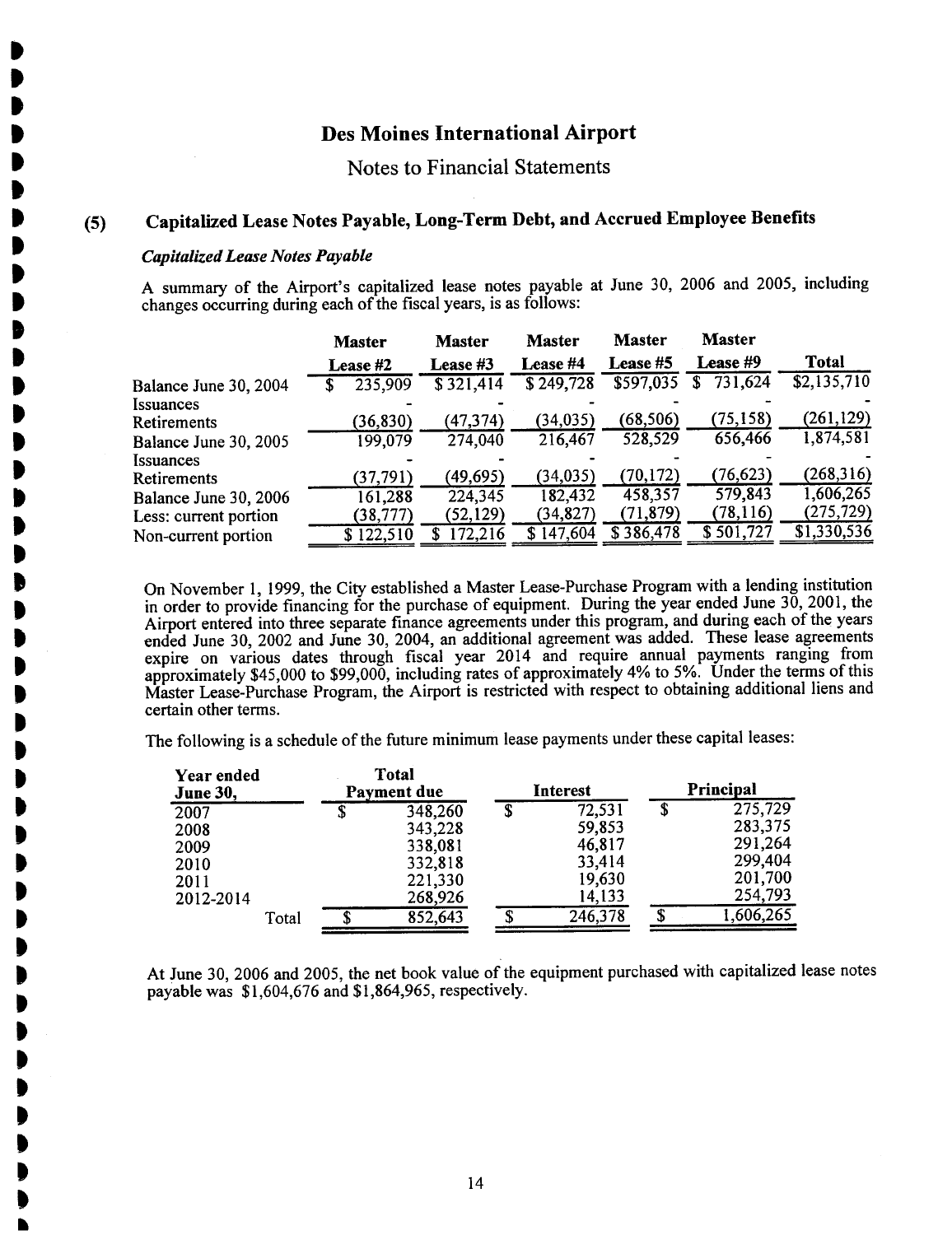# Des Moines International Airport

## Notes to Financial Statements

## (5) Capitalized Lease Notes Payable, Long-Term Debt, and Accrued Employee Benefits

### *Capitalized Lease Notes Payable*

A summary of the Airport's capitalized lease notes payable at June 30, 2006 and 2005, including changes occurring during each of the fiscal years, is as follows:

| | Master Lease #2 | Master Lease #3 | Master Lease #4 | Master Lease #5 | Master Lease #9 | Total |
|---|---|---|---|---|---|---|
| Balance June 30, 2004 | $ 235,909 | $ 321,414 | $ 249,728 | $597,035 | $ 731,624 | $2,135,710 |
| Issuances | - | - | - | - | - | - |
| Retirements | (36,830) | (47,374) | (34,035) | (68,506) | (75,158) | (261,129) |
| Balance June 30, 2005 | 199,079 | 274,040 | 216,467 | 528,529 | 656,466 | 1,874,581 |
| Issuances | - | - | - | - | - | - |
| Retirements | (37,791) | (49,695) | (34,035) | (70,172) | (76,623) | (268,316) |
| Balance June 30, 2006 | 161,288 | 224,345 | 182,432 | 458,357 | 579,843 | 1,606,265 |
| Less: current portion | (38,777) | (52,129) | (34,827) | (71,879) | (78,116) | (275,729) |
| Non-current portion | $ 122,510 | $ 172,216 | $ 147,604 | $ 386,478 | $ 501,727 | $1,330,536 |

On November 1, 1999, the City established a Master Lease-Purchase Program with a lending institution in order to provide financing for the purchase of equipment. During the year ended June 30, 2001, the Airport entered into three separate finance agreements under this program, and during each of the years ended June 30, 2002 and June 30, 2004, an additional agreement was added. These lease agreements expire on various dates through fiscal year 2014 and require annual payments ranging from approximately $45,000 to $99,000, including rates of approximately 4% to 5%. Under the terms of this Master Lease-Purchase Program, the Airport is restricted with respect to obtaining additional liens and certain other terms.

The following is a schedule of the future minimum lease payments under these capital leases:

| Year ended June 30, | Total Payment due | Interest | Principal |
|---|---|---|---|
| 2007 | $ 348,260 | $ 72,531 | $ 275,729 |
| 2008 | 343,228 | 59,853 | 283,375 |
| 2009 | 338,081 | 46,817 | 291,264 |
| 2010 | 332,818 | 33,414 | 299,404 |
| 2011 | 221,330 | 19,630 | 201,700 |
| 2012-2014 | 268,926 | 14,133 | 254,793 |
| Total | $ 852,643 | $ 246,378 | $ 1,606,265 |

At June 30, 2006 and 2005, the net book value of the equipment purchased with capitalized lease notes payable was $1,604,676 and $1,864,965, respectively.